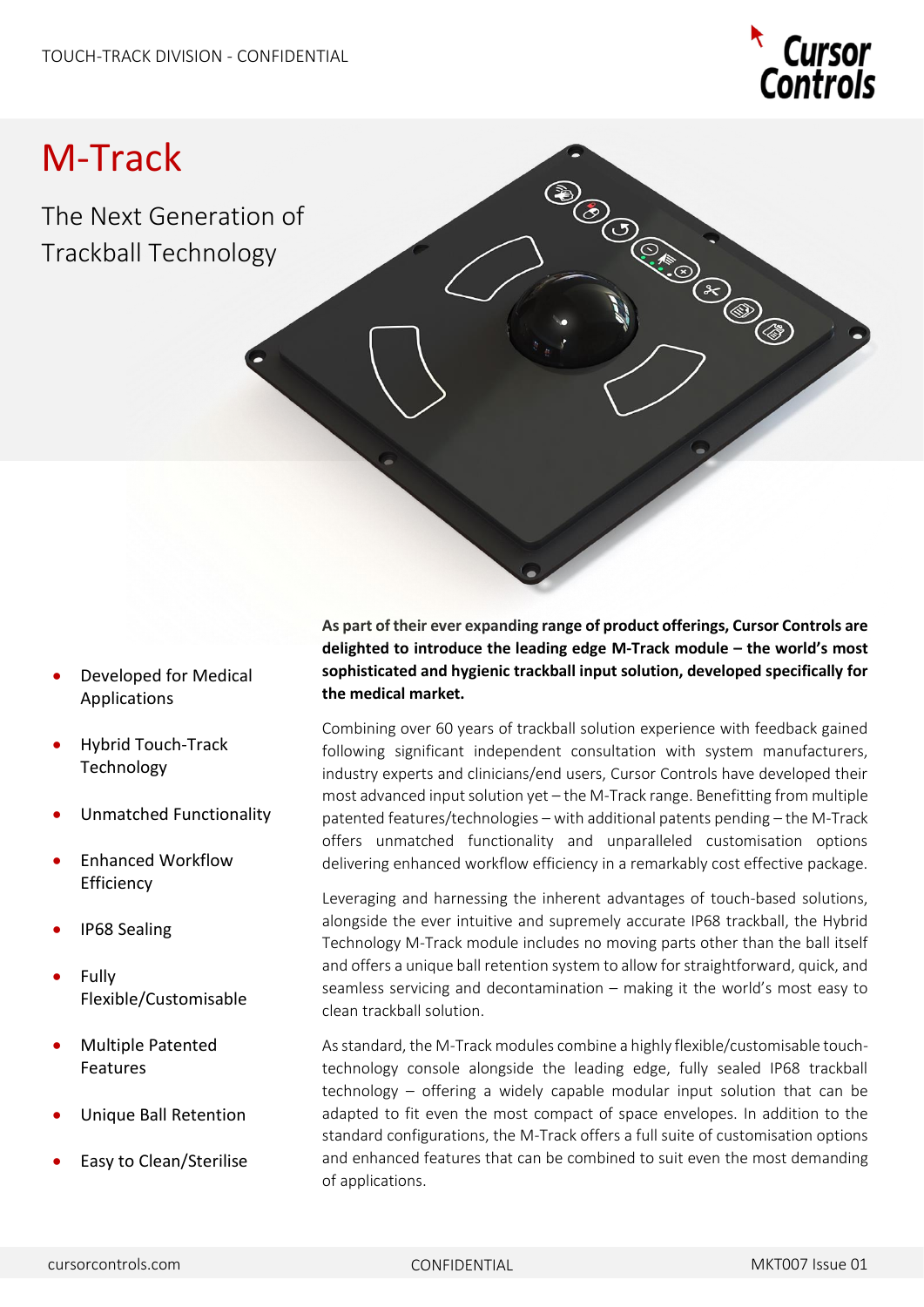# M-Track

## The Next Generation of Trackball Technology

- Developed for Medical Applications
- Hybrid Touch-Track Technology
- Unmatched Functionality
- Enhanced Workflow Efficiency
- IP68 Sealing
- Fully Flexible/Customisable
- Multiple Patented Features
- Unique Ball Retention
- Easy to Clean/Sterilise

**As part of their ever expanding range of product offerings, Cursor Controls are delighted to introduce the leading edge M-Track module – the world's most sophisticated and hygienic trackball input solution, developed specifically for the medical market.**

Combining over 60 years of trackball solution experience with feedback gained following significant independent consultation with system manufacturers, industry experts and clinicians/end users, Cursor Controls have developed their most advanced input solution yet – the M-Track range. Benefitting from multiple patented features/technologies – with additional patents pending – the M-Track offers unmatched functionality and unparalleled customisation options delivering enhanced workflow efficiency in a remarkably cost effective package.

Leveraging and harnessing the inherent advantages of touch-based solutions, alongside the ever intuitive and supremely accurate IP68 trackball, the Hybrid Technology M-Track module includes no moving parts other than the ball itself and offers a unique ball retention system to allow for straightforward, quick, and seamless servicing and decontamination – making it the world's most easy to clean trackball solution.

As standard, the M-Track modules combine a highly flexible/customisable touch-technology console alongside the leading edge, fully sealed IP68 trackball technology – offering a widely capable modular input solution that can be adapted to fit even the most compact of space envelopes. In addition to the standard configurations, the M-Track offers a full suite of customisation options and enhanced features that can be combined to suit even the most demanding of applications.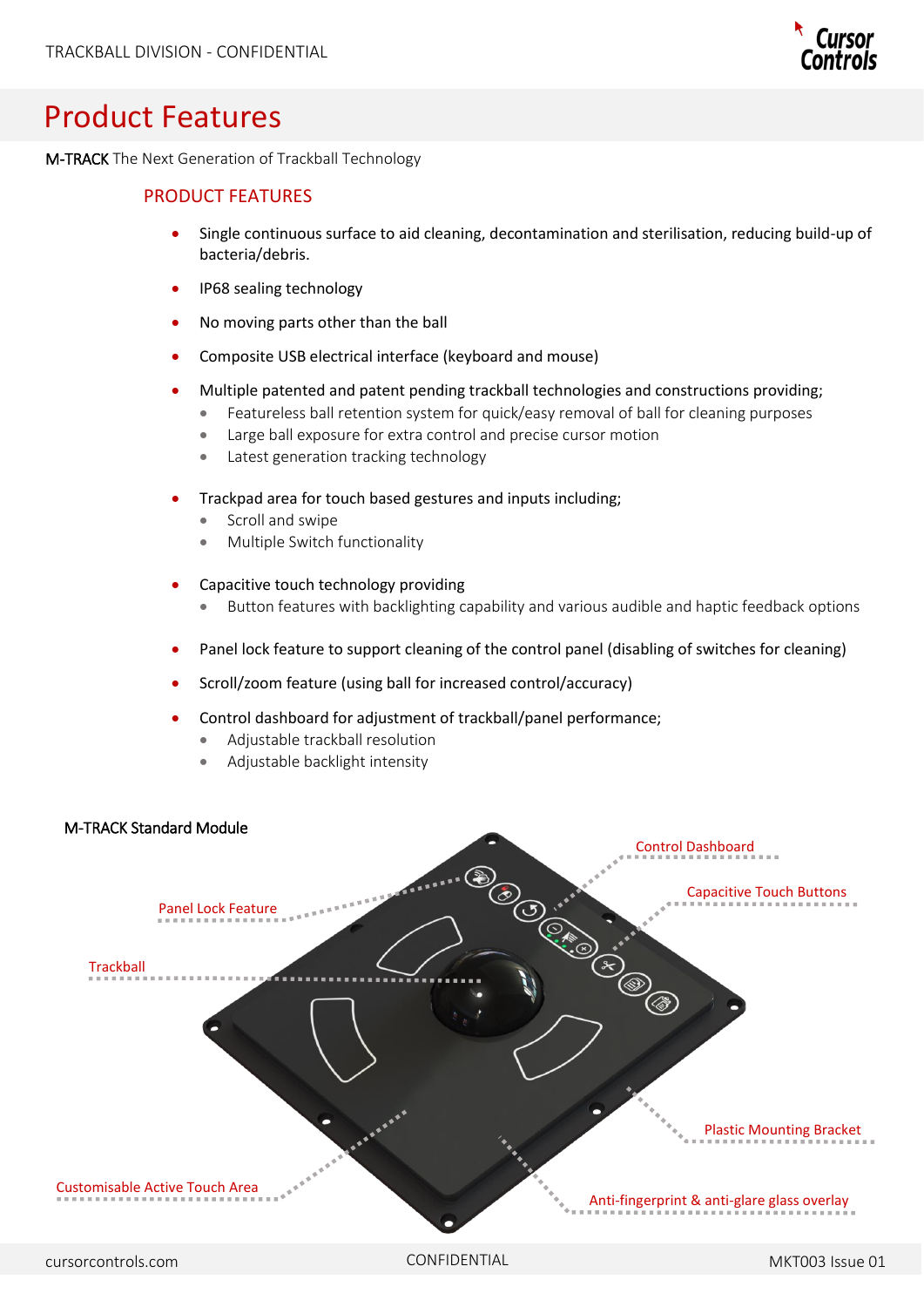# Product Features

**M-TRACK** The Next Generation of Trackball Technology

## PRODUCT FEATURES

- Single continuous surface to aid cleaning, decontamination and sterilisation, reducing build-up of bacteria/debris.
- IP68 sealing technology
- No moving parts other than the ball
- Composite USB electrical interface (keyboard and mouse)
- Multiple patented and patent pending trackball technologies and constructions providing;
  - Featureless ball retention system for quick/easy removal of ball for cleaning purposes
  - Large ball exposure for extra control and precise cursor motion
  - Latest generation tracking technology
- Trackpad area for touch based gestures and inputs including;
  - Scroll and swipe
  - Multiple Switch functionality
- Capacitive touch technology providing
  - Button features with backlighting capability and various audible and haptic feedback options
- Panel lock feature to support cleaning of the control panel (disabling of switches for cleaning)
- Scroll/zoom feature (using ball for increased control/accuracy)
- Control dashboard for adjustment of trackball/panel performance;
  - Adjustable trackball resolution
  - Adjustable backlight intensity

**M-TRACK Standard Module**

Control Dashboard

Capacitive Touch Buttons

Panel Lock Feature

Trackball

Plastic Mounting Bracket

Customisable Active Touch Area

Anti-fingerprint & anti-glare glass overlay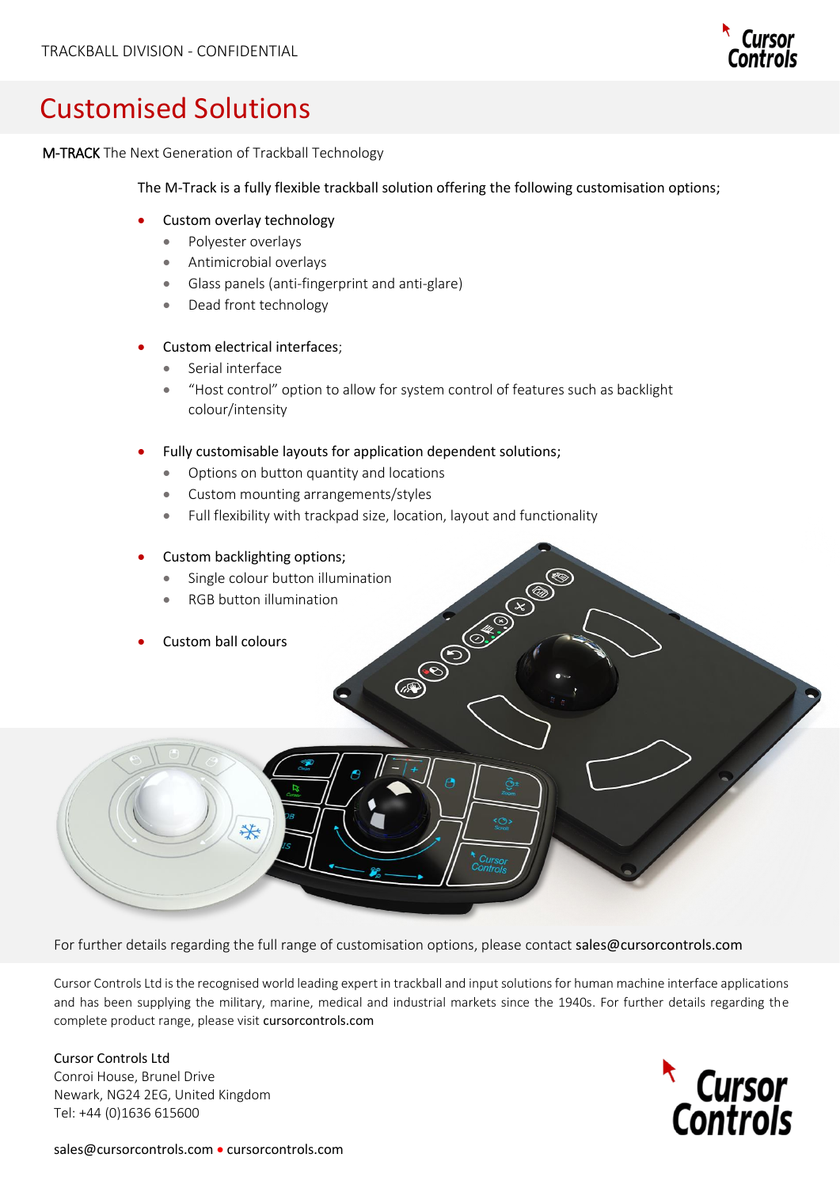TRACKBALL DIVISION - CONFIDENTIAL

# Customised Solutions

**M-TRACK** The Next Generation of Trackball Technology

The M-Track is a fully flexible trackball solution offering the following customisation options;

- Custom overlay technology
  - Polyester overlays
  - Antimicrobial overlays
  - Glass panels (anti-fingerprint and anti-glare)
  - Dead front technology

- Custom electrical interfaces;
  - Serial interface
  - "Host control" option to allow for system control of features such as backlight colour/intensity

- Fully customisable layouts for application dependent solutions;
  - Options on button quantity and locations
  - Custom mounting arrangements/styles
  - Full flexibility with trackpad size, location, layout and functionality

- Custom backlighting options;
  - Single colour button illumination
  - RGB button illumination

- Custom ball colours

For further details regarding the full range of customisation options, please contact sales@cursorcontrols.com

Cursor Controls Ltd is the recognised world leading expert in trackball and input solutions for human machine interface applications and has been supplying the military, marine, medical and industrial markets since the 1940s. For further details regarding the complete product range, please visit cursorcontrols.com

Cursor Controls Ltd
Conroi House, Brunel Drive
Newark, NG24 2EG, United Kingdom
Tel: +44 (0)1636 615600

sales@cursorcontrols.com • cursorcontrols.com